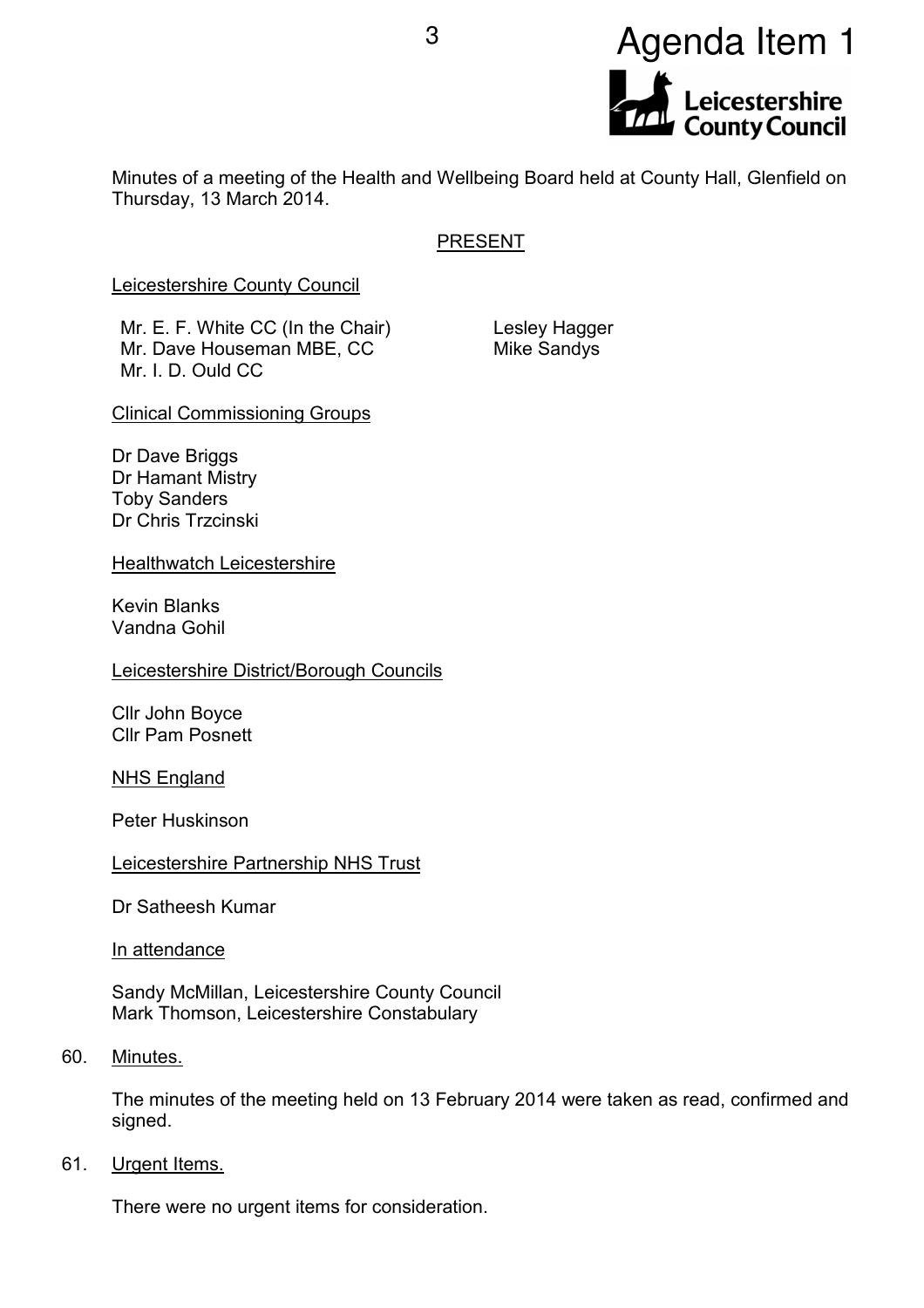Agenda Item 1

Leicestershire County Council

Minutes of a meeting of the Health and Wellbeing Board held at County Hall, Glenfield on Thursday, 13 March 2014.

## PRESENT

Leicestershire County Council

Mr. E. F. White CC (In the Chair)
Mr. Dave Houseman MBE, CC
Mr. I. D. Ould CC
Lesley Hagger
Mike Sandys

Clinical Commissioning Groups

Dr Dave Briggs
Dr Hamant Mistry
Toby Sanders
Dr Chris Trzcinski

Healthwatch Leicestershire

Kevin Blanks
Vandna Gohil

Leicestershire District/Borough Councils

Cllr John Boyce
Cllr Pam Posnett

NHS England

Peter Huskinson

Leicestershire Partnership NHS Trust

Dr Satheesh Kumar

In attendance

Sandy McMillan, Leicestershire County Council
Mark Thomson, Leicestershire Constabulary

60. Minutes.

The minutes of the meeting held on 13 February 2014 were taken as read, confirmed and signed.

61. Urgent Items.

There were no urgent items for consideration.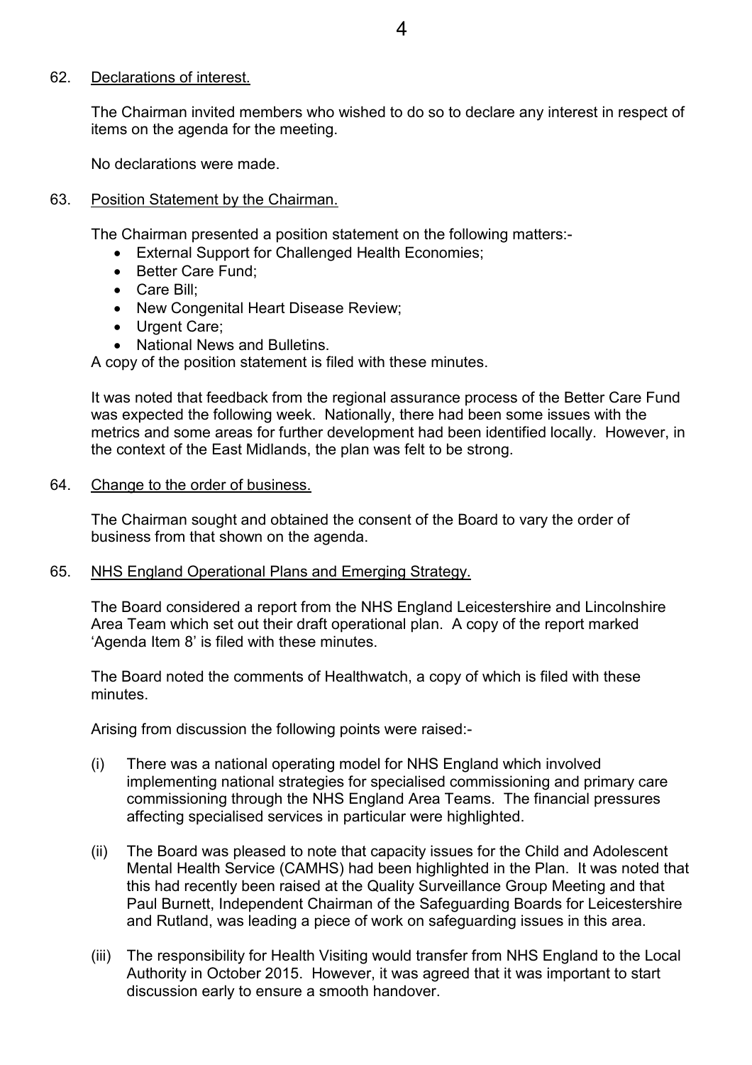62. Declarations of interest.

The Chairman invited members who wished to do so to declare any interest in respect of items on the agenda for the meeting.

No declarations were made.

63. Position Statement by the Chairman.

The Chairman presented a position statement on the following matters:-

- External Support for Challenged Health Economies;
- Better Care Fund;
- Care Bill;
- New Congenital Heart Disease Review;
- Urgent Care;
- National News and Bulletins.

A copy of the position statement is filed with these minutes.

It was noted that feedback from the regional assurance process of the Better Care Fund was expected the following week. Nationally, there had been some issues with the metrics and some areas for further development had been identified locally. However, in the context of the East Midlands, the plan was felt to be strong.

64. Change to the order of business.

The Chairman sought and obtained the consent of the Board to vary the order of business from that shown on the agenda.

65. NHS England Operational Plans and Emerging Strategy.

The Board considered a report from the NHS England Leicestershire and Lincolnshire Area Team which set out their draft operational plan. A copy of the report marked 'Agenda Item 8' is filed with these minutes.

The Board noted the comments of Healthwatch, a copy of which is filed with these minutes.

Arising from discussion the following points were raised:-

(i) There was a national operating model for NHS England which involved implementing national strategies for specialised commissioning and primary care commissioning through the NHS England Area Teams. The financial pressures affecting specialised services in particular were highlighted.

(ii) The Board was pleased to note that capacity issues for the Child and Adolescent Mental Health Service (CAMHS) had been highlighted in the Plan. It was noted that this had recently been raised at the Quality Surveillance Group Meeting and that Paul Burnett, Independent Chairman of the Safeguarding Boards for Leicestershire and Rutland, was leading a piece of work on safeguarding issues in this area.

(iii) The responsibility for Health Visiting would transfer from NHS England to the Local Authority in October 2015. However, it was agreed that it was important to start discussion early to ensure a smooth handover.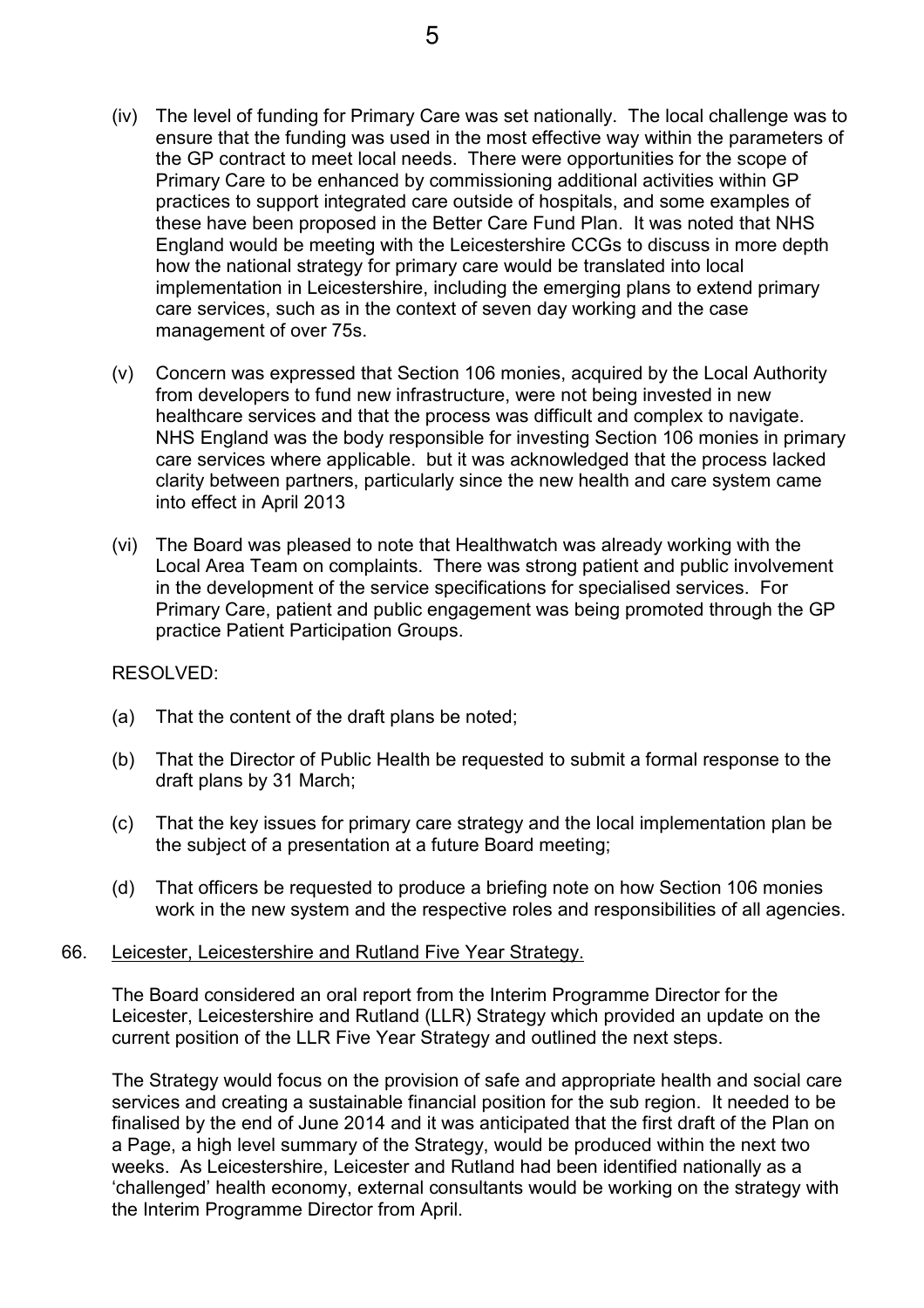(iv) The level of funding for Primary Care was set nationally. The local challenge was to ensure that the funding was used in the most effective way within the parameters of the GP contract to meet local needs. There were opportunities for the scope of Primary Care to be enhanced by commissioning additional activities within GP practices to support integrated care outside of hospitals, and some examples of these have been proposed in the Better Care Fund Plan. It was noted that NHS England would be meeting with the Leicestershire CCGs to discuss in more depth how the national strategy for primary care would be translated into local implementation in Leicestershire, including the emerging plans to extend primary care services, such as in the context of seven day working and the case management of over 75s.

(v) Concern was expressed that Section 106 monies, acquired by the Local Authority from developers to fund new infrastructure, were not being invested in new healthcare services and that the process was difficult and complex to navigate. NHS England was the body responsible for investing Section 106 monies in primary care services where applicable. but it was acknowledged that the process lacked clarity between partners, particularly since the new health and care system came into effect in April 2013

(vi) The Board was pleased to note that Healthwatch was already working with the Local Area Team on complaints. There was strong patient and public involvement in the development of the service specifications for specialised services. For Primary Care, patient and public engagement was being promoted through the GP practice Patient Participation Groups.

RESOLVED:

(a) That the content of the draft plans be noted;

(b) That the Director of Public Health be requested to submit a formal response to the draft plans by 31 March;

(c) That the key issues for primary care strategy and the local implementation plan be the subject of a presentation at a future Board meeting;

(d) That officers be requested to produce a briefing note on how Section 106 monies work in the new system and the respective roles and responsibilities of all agencies.

66. Leicester, Leicestershire and Rutland Five Year Strategy.

The Board considered an oral report from the Interim Programme Director for the Leicester, Leicestershire and Rutland (LLR) Strategy which provided an update on the current position of the LLR Five Year Strategy and outlined the next steps.

The Strategy would focus on the provision of safe and appropriate health and social care services and creating a sustainable financial position for the sub region. It needed to be finalised by the end of June 2014 and it was anticipated that the first draft of the Plan on a Page, a high level summary of the Strategy, would be produced within the next two weeks. As Leicestershire, Leicester and Rutland had been identified nationally as a 'challenged' health economy, external consultants would be working on the strategy with the Interim Programme Director from April.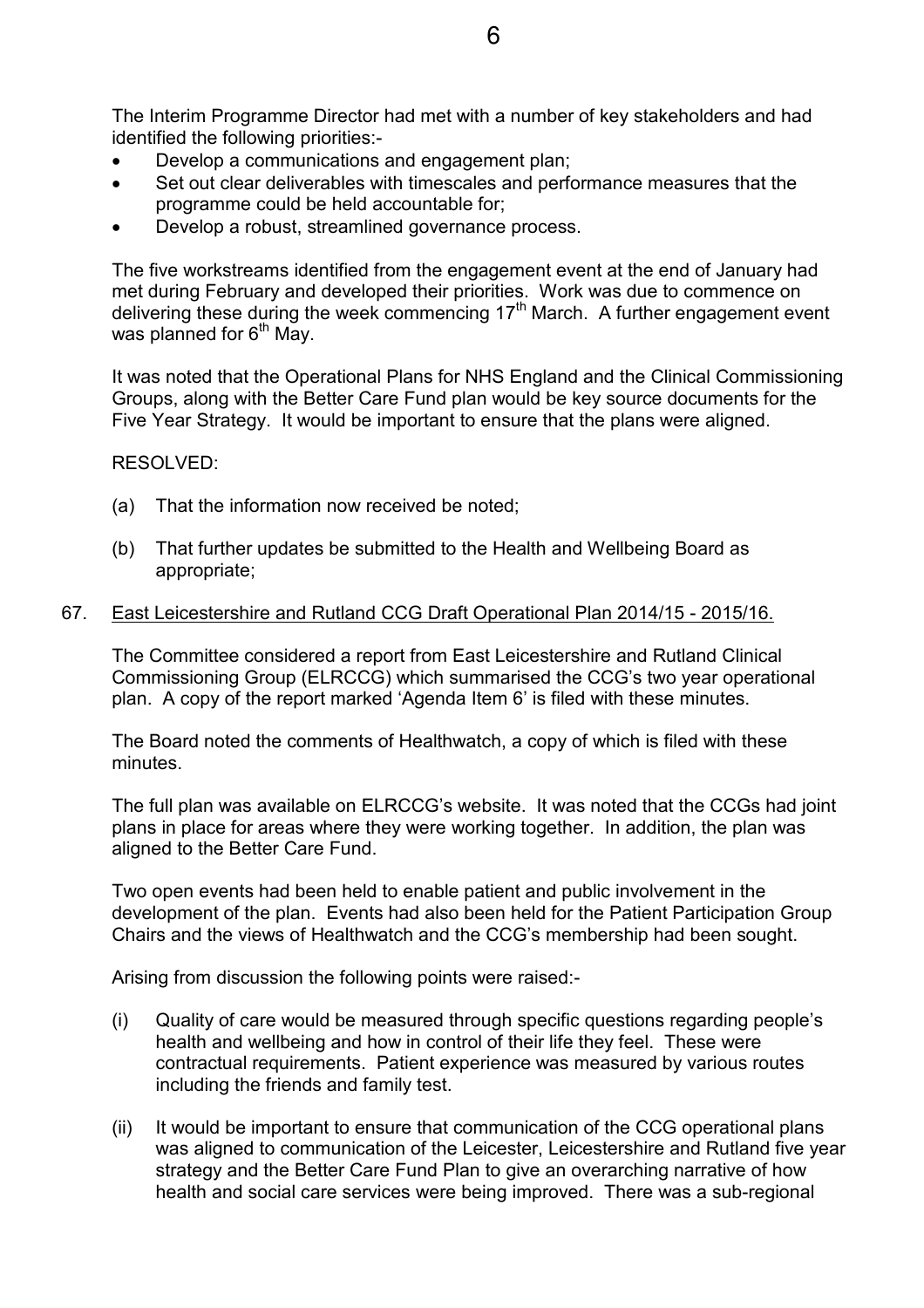The Interim Programme Director had met with a number of key stakeholders and had identified the following priorities:-

- Develop a communications and engagement plan;
- Set out clear deliverables with timescales and performance measures that the programme could be held accountable for;
- Develop a robust, streamlined governance process.

The five workstreams identified from the engagement event at the end of January had met during February and developed their priorities. Work was due to commence on delivering these during the week commencing 17th March. A further engagement event was planned for 6th May.

It was noted that the Operational Plans for NHS England and the Clinical Commissioning Groups, along with the Better Care Fund plan would be key source documents for the Five Year Strategy. It would be important to ensure that the plans were aligned.

RESOLVED:

(a) That the information now received be noted;

(b) That further updates be submitted to the Health and Wellbeing Board as appropriate;

67. East Leicestershire and Rutland CCG Draft Operational Plan 2014/15 - 2015/16.

The Committee considered a report from East Leicestershire and Rutland Clinical Commissioning Group (ELRCCG) which summarised the CCG's two year operational plan. A copy of the report marked 'Agenda Item 6' is filed with these minutes.

The Board noted the comments of Healthwatch, a copy of which is filed with these minutes.

The full plan was available on ELRCCG's website. It was noted that the CCGs had joint plans in place for areas where they were working together. In addition, the plan was aligned to the Better Care Fund.

Two open events had been held to enable patient and public involvement in the development of the plan. Events had also been held for the Patient Participation Group Chairs and the views of Healthwatch and the CCG's membership had been sought.

Arising from discussion the following points were raised:-

(i) Quality of care would be measured through specific questions regarding people's health and wellbeing and how in control of their life they feel. These were contractual requirements. Patient experience was measured by various routes including the friends and family test.

(ii) It would be important to ensure that communication of the CCG operational plans was aligned to communication of the Leicester, Leicestershire and Rutland five year strategy and the Better Care Fund Plan to give an overarching narrative of how health and social care services were being improved. There was a sub-regional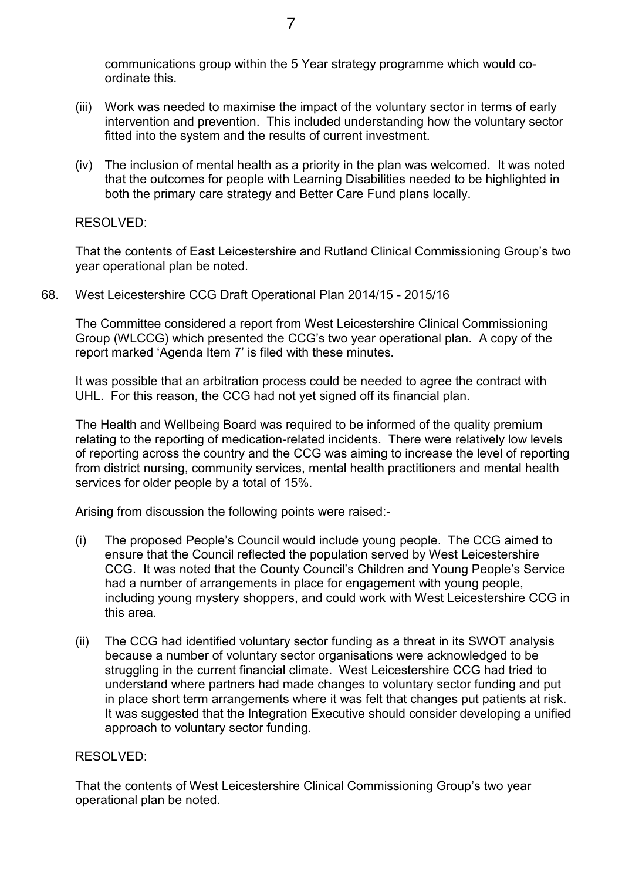communications group within the 5 Year strategy programme which would co-ordinate this.

(iii) Work was needed to maximise the impact of the voluntary sector in terms of early intervention and prevention. This included understanding how the voluntary sector fitted into the system and the results of current investment.

(iv) The inclusion of mental health as a priority in the plan was welcomed. It was noted that the outcomes for people with Learning Disabilities needed to be highlighted in both the primary care strategy and Better Care Fund plans locally.

RESOLVED:

That the contents of East Leicestershire and Rutland Clinical Commissioning Group's two year operational plan be noted.

68. West Leicestershire CCG Draft Operational Plan 2014/15 - 2015/16

The Committee considered a report from West Leicestershire Clinical Commissioning Group (WLCCG) which presented the CCG's two year operational plan. A copy of the report marked 'Agenda Item 7' is filed with these minutes.

It was possible that an arbitration process could be needed to agree the contract with UHL. For this reason, the CCG had not yet signed off its financial plan.

The Health and Wellbeing Board was required to be informed of the quality premium relating to the reporting of medication-related incidents. There were relatively low levels of reporting across the country and the CCG was aiming to increase the level of reporting from district nursing, community services, mental health practitioners and mental health services for older people by a total of 15%.

Arising from discussion the following points were raised:-

(i) The proposed People's Council would include young people. The CCG aimed to ensure that the Council reflected the population served by West Leicestershire CCG. It was noted that the County Council's Children and Young People's Service had a number of arrangements in place for engagement with young people, including young mystery shoppers, and could work with West Leicestershire CCG in this area.

(ii) The CCG had identified voluntary sector funding as a threat in its SWOT analysis because a number of voluntary sector organisations were acknowledged to be struggling in the current financial climate. West Leicestershire CCG had tried to understand where partners had made changes to voluntary sector funding and put in place short term arrangements where it was felt that changes put patients at risk. It was suggested that the Integration Executive should consider developing a unified approach to voluntary sector funding.

RESOLVED:

That the contents of West Leicestershire Clinical Commissioning Group's two year operational plan be noted.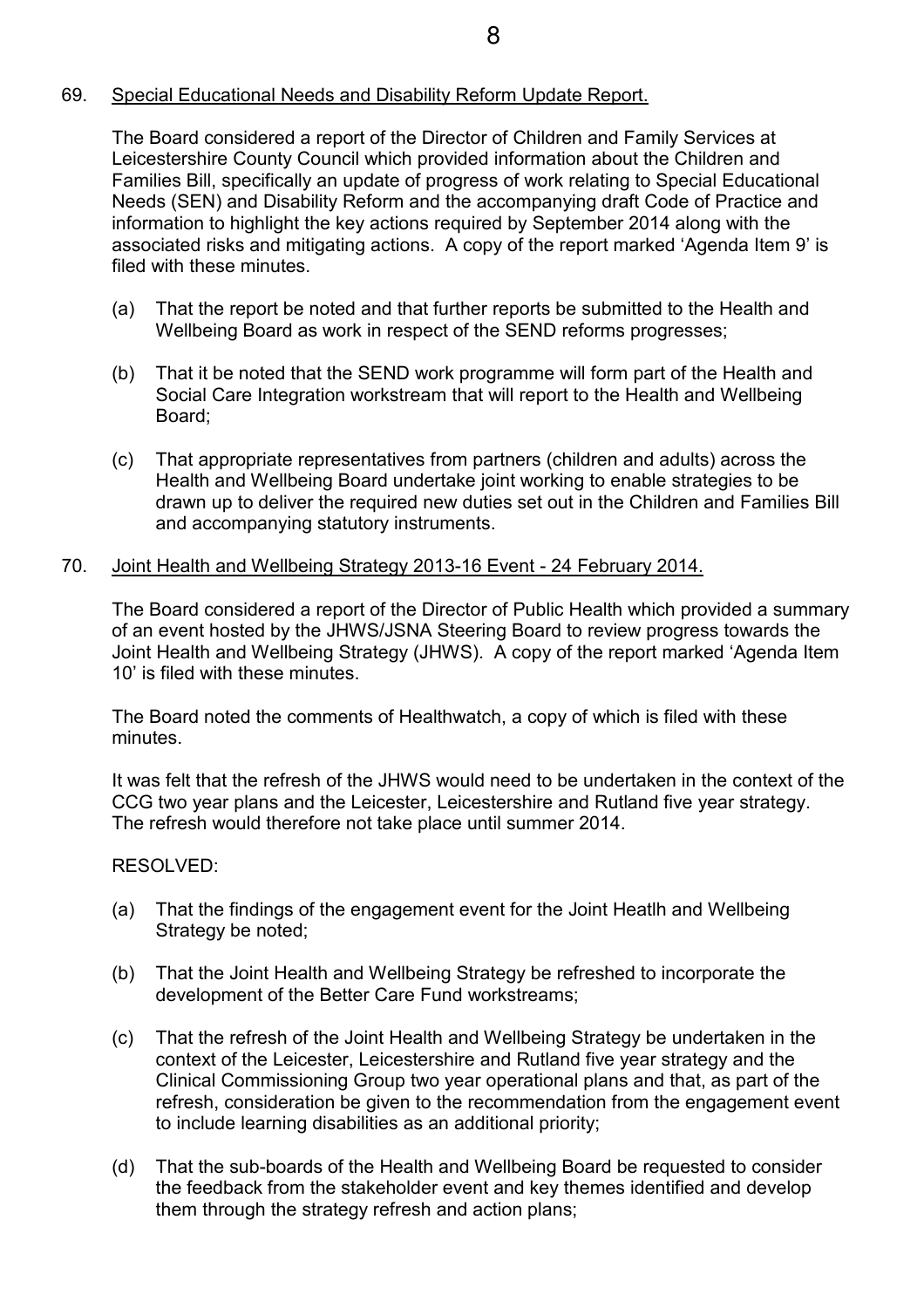69. Special Educational Needs and Disability Reform Update Report.

The Board considered a report of the Director of Children and Family Services at Leicestershire County Council which provided information about the Children and Families Bill, specifically an update of progress of work relating to Special Educational Needs (SEN) and Disability Reform and the accompanying draft Code of Practice and information to highlight the key actions required by September 2014 along with the associated risks and mitigating actions. A copy of the report marked 'Agenda Item 9' is filed with these minutes.

(a) That the report be noted and that further reports be submitted to the Health and Wellbeing Board as work in respect of the SEND reforms progresses;

(b) That it be noted that the SEND work programme will form part of the Health and Social Care Integration workstream that will report to the Health and Wellbeing Board;

(c) That appropriate representatives from partners (children and adults) across the Health and Wellbeing Board undertake joint working to enable strategies to be drawn up to deliver the required new duties set out in the Children and Families Bill and accompanying statutory instruments.

70. Joint Health and Wellbeing Strategy 2013-16 Event - 24 February 2014.

The Board considered a report of the Director of Public Health which provided a summary of an event hosted by the JHWS/JSNA Steering Board to review progress towards the Joint Health and Wellbeing Strategy (JHWS). A copy of the report marked 'Agenda Item 10' is filed with these minutes.

The Board noted the comments of Healthwatch, a copy of which is filed with these minutes.

It was felt that the refresh of the JHWS would need to be undertaken in the context of the CCG two year plans and the Leicester, Leicestershire and Rutland five year strategy. The refresh would therefore not take place until summer 2014.

RESOLVED:

(a) That the findings of the engagement event for the Joint Heatlh and Wellbeing Strategy be noted;

(b) That the Joint Health and Wellbeing Strategy be refreshed to incorporate the development of the Better Care Fund workstreams;

(c) That the refresh of the Joint Health and Wellbeing Strategy be undertaken in the context of the Leicester, Leicestershire and Rutland five year strategy and the Clinical Commissioning Group two year operational plans and that, as part of the refresh, consideration be given to the recommendation from the engagement event to include learning disabilities as an additional priority;

(d) That the sub-boards of the Health and Wellbeing Board be requested to consider the feedback from the stakeholder event and key themes identified and develop them through the strategy refresh and action plans;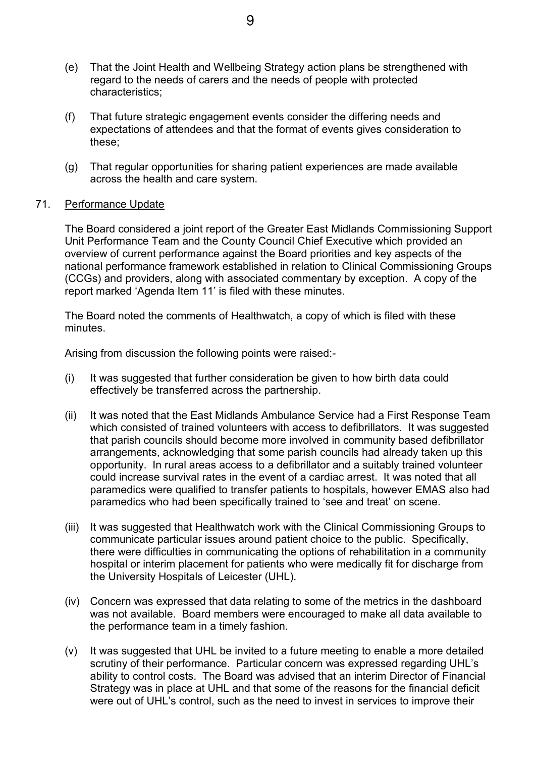(e) That the Joint Health and Wellbeing Strategy action plans be strengthened with regard to the needs of carers and the needs of people with protected characteristics;

(f) That future strategic engagement events consider the differing needs and expectations of attendees and that the format of events gives consideration to these;

(g) That regular opportunities for sharing patient experiences are made available across the health and care system.

71. Performance Update

The Board considered a joint report of the Greater East Midlands Commissioning Support Unit Performance Team and the County Council Chief Executive which provided an overview of current performance against the Board priorities and key aspects of the national performance framework established in relation to Clinical Commissioning Groups (CCGs) and providers, along with associated commentary by exception. A copy of the report marked 'Agenda Item 11' is filed with these minutes.

The Board noted the comments of Healthwatch, a copy of which is filed with these minutes.

Arising from discussion the following points were raised:-

(i) It was suggested that further consideration be given to how birth data could effectively be transferred across the partnership.

(ii) It was noted that the East Midlands Ambulance Service had a First Response Team which consisted of trained volunteers with access to defibrillators. It was suggested that parish councils should become more involved in community based defibrillator arrangements, acknowledging that some parish councils had already taken up this opportunity. In rural areas access to a defibrillator and a suitably trained volunteer could increase survival rates in the event of a cardiac arrest. It was noted that all paramedics were qualified to transfer patients to hospitals, however EMAS also had paramedics who had been specifically trained to 'see and treat' on scene.

(iii) It was suggested that Healthwatch work with the Clinical Commissioning Groups to communicate particular issues around patient choice to the public. Specifically, there were difficulties in communicating the options of rehabilitation in a community hospital or interim placement for patients who were medically fit for discharge from the University Hospitals of Leicester (UHL).

(iv) Concern was expressed that data relating to some of the metrics in the dashboard was not available. Board members were encouraged to make all data available to the performance team in a timely fashion.

(v) It was suggested that UHL be invited to a future meeting to enable a more detailed scrutiny of their performance. Particular concern was expressed regarding UHL's ability to control costs. The Board was advised that an interim Director of Financial Strategy was in place at UHL and that some of the reasons for the financial deficit were out of UHL's control, such as the need to invest in services to improve their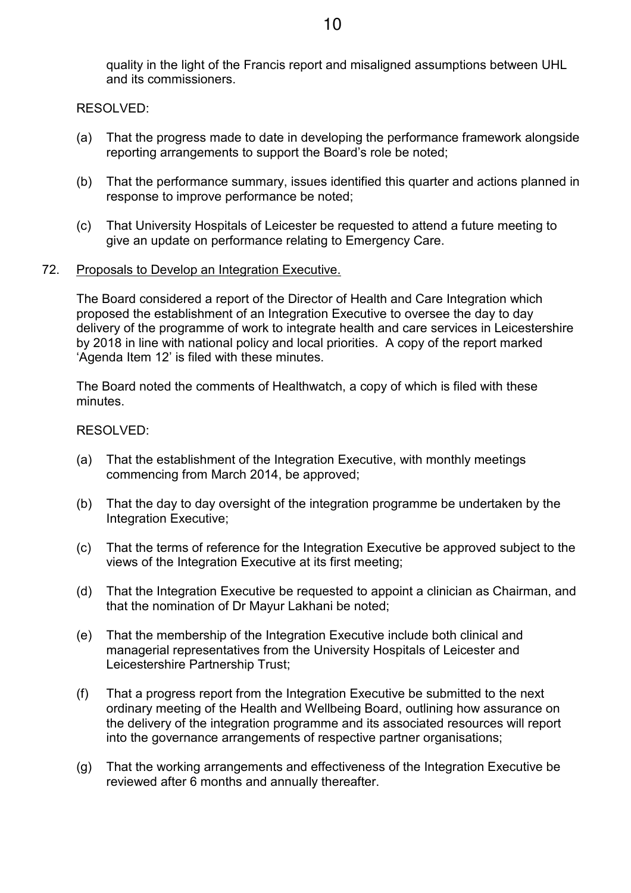quality in the light of the Francis report and misaligned assumptions between UHL and its commissioners.

RESOLVED:

(a) That the progress made to date in developing the performance framework alongside reporting arrangements to support the Board's role be noted;

(b) That the performance summary, issues identified this quarter and actions planned in response to improve performance be noted;

(c) That University Hospitals of Leicester be requested to attend a future meeting to give an update on performance relating to Emergency Care.

72. Proposals to Develop an Integration Executive.

The Board considered a report of the Director of Health and Care Integration which proposed the establishment of an Integration Executive to oversee the day to day delivery of the programme of work to integrate health and care services in Leicestershire by 2018 in line with national policy and local priorities. A copy of the report marked 'Agenda Item 12' is filed with these minutes.

The Board noted the comments of Healthwatch, a copy of which is filed with these minutes.

RESOLVED:

(a) That the establishment of the Integration Executive, with monthly meetings commencing from March 2014, be approved;

(b) That the day to day oversight of the integration programme be undertaken by the Integration Executive;

(c) That the terms of reference for the Integration Executive be approved subject to the views of the Integration Executive at its first meeting;

(d) That the Integration Executive be requested to appoint a clinician as Chairman, and that the nomination of Dr Mayur Lakhani be noted;

(e) That the membership of the Integration Executive include both clinical and managerial representatives from the University Hospitals of Leicester and Leicestershire Partnership Trust;

(f) That a progress report from the Integration Executive be submitted to the next ordinary meeting of the Health and Wellbeing Board, outlining how assurance on the delivery of the integration programme and its associated resources will report into the governance arrangements of respective partner organisations;

(g) That the working arrangements and effectiveness of the Integration Executive be reviewed after 6 months and annually thereafter.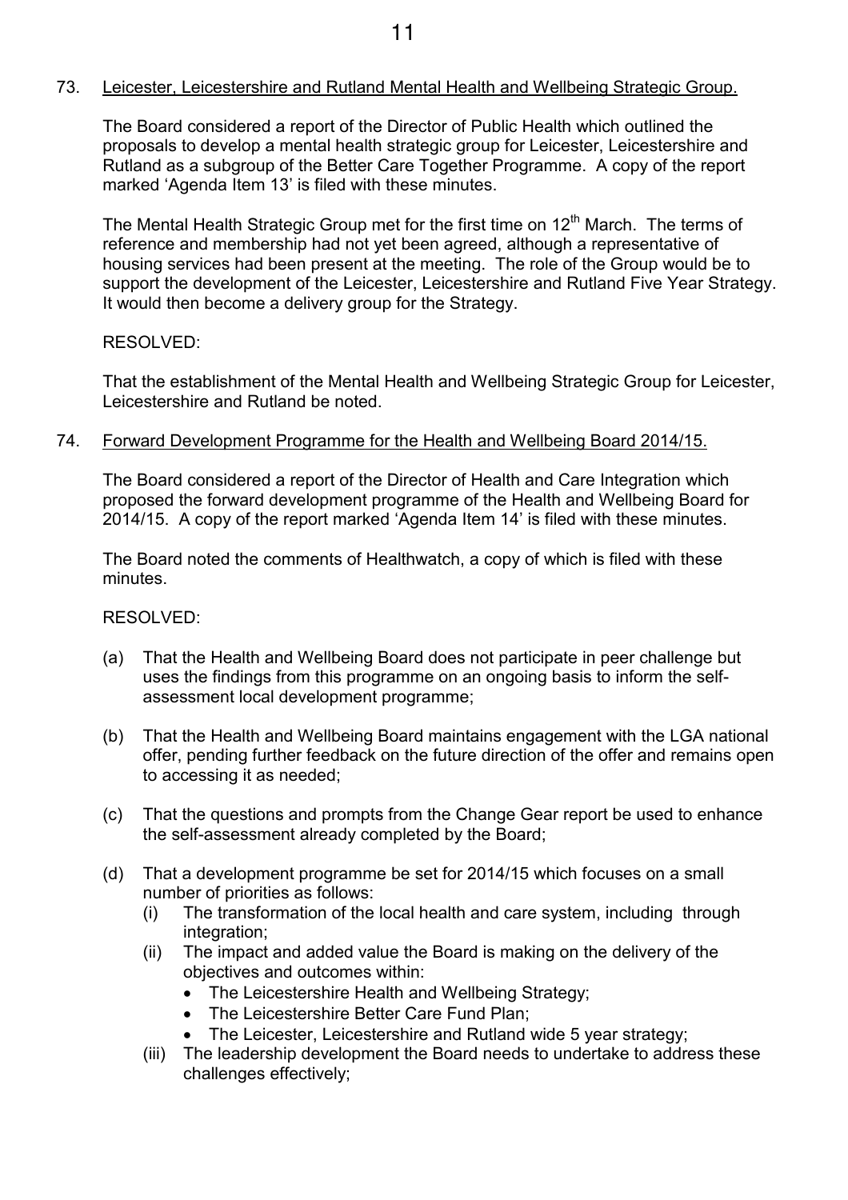73. Leicester, Leicestershire and Rutland Mental Health and Wellbeing Strategic Group.

The Board considered a report of the Director of Public Health which outlined the proposals to develop a mental health strategic group for Leicester, Leicestershire and Rutland as a subgroup of the Better Care Together Programme. A copy of the report marked 'Agenda Item 13' is filed with these minutes.

The Mental Health Strategic Group met for the first time on 12th March. The terms of reference and membership had not yet been agreed, although a representative of housing services had been present at the meeting. The role of the Group would be to support the development of the Leicester, Leicestershire and Rutland Five Year Strategy. It would then become a delivery group for the Strategy.

RESOLVED:

That the establishment of the Mental Health and Wellbeing Strategic Group for Leicester, Leicestershire and Rutland be noted.

74. Forward Development Programme for the Health and Wellbeing Board 2014/15.

The Board considered a report of the Director of Health and Care Integration which proposed the forward development programme of the Health and Wellbeing Board for 2014/15. A copy of the report marked 'Agenda Item 14' is filed with these minutes.

The Board noted the comments of Healthwatch, a copy of which is filed with these minutes.

RESOLVED:

(a) That the Health and Wellbeing Board does not participate in peer challenge but uses the findings from this programme on an ongoing basis to inform the self-assessment local development programme;

(b) That the Health and Wellbeing Board maintains engagement with the LGA national offer, pending further feedback on the future direction of the offer and remains open to accessing it as needed;

(c) That the questions and prompts from the Change Gear report be used to enhance the self-assessment already completed by the Board;

(d) That a development programme be set for 2014/15 which focuses on a small number of priorities as follows:
   (i) The transformation of the local health and care system, including through integration;
   (ii) The impact and added value the Board is making on the delivery of the objectives and outcomes within:
      - The Leicestershire Health and Wellbeing Strategy;
      - The Leicestershire Better Care Fund Plan;
      - The Leicester, Leicestershire and Rutland wide 5 year strategy;
   (iii) The leadership development the Board needs to undertake to address these challenges effectively;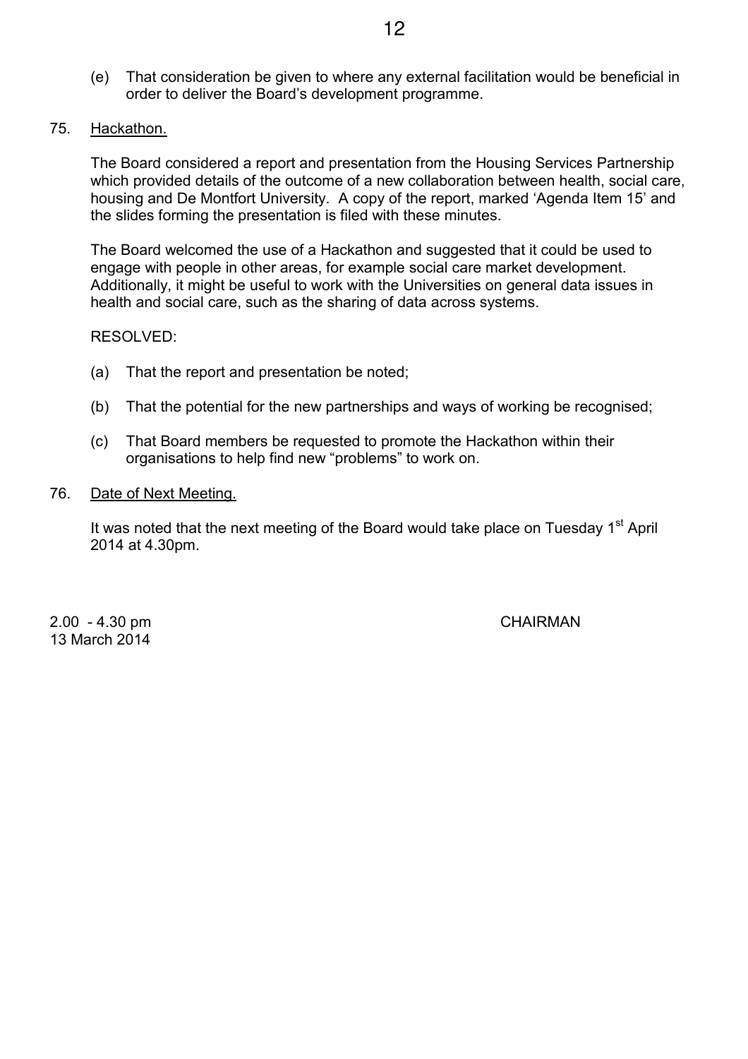(e) That consideration be given to where any external facilitation would be beneficial in order to deliver the Board's development programme.

75. Hackathon.

The Board considered a report and presentation from the Housing Services Partnership which provided details of the outcome of a new collaboration between health, social care, housing and De Montfort University. A copy of the report, marked 'Agenda Item 15' and the slides forming the presentation is filed with these minutes.

The Board welcomed the use of a Hackathon and suggested that it could be used to engage with people in other areas, for example social care market development. Additionally, it might be useful to work with the Universities on general data issues in health and social care, such as the sharing of data across systems.

RESOLVED:

(a) That the report and presentation be noted;

(b) That the potential for the new partnerships and ways of working be recognised;

(c) That Board members be requested to promote the Hackathon within their organisations to help find new "problems" to work on.

76. Date of Next Meeting.

It was noted that the next meeting of the Board would take place on Tuesday 1st April 2014 at 4.30pm.

2.00 - 4.30 pm
13 March 2014

CHAIRMAN